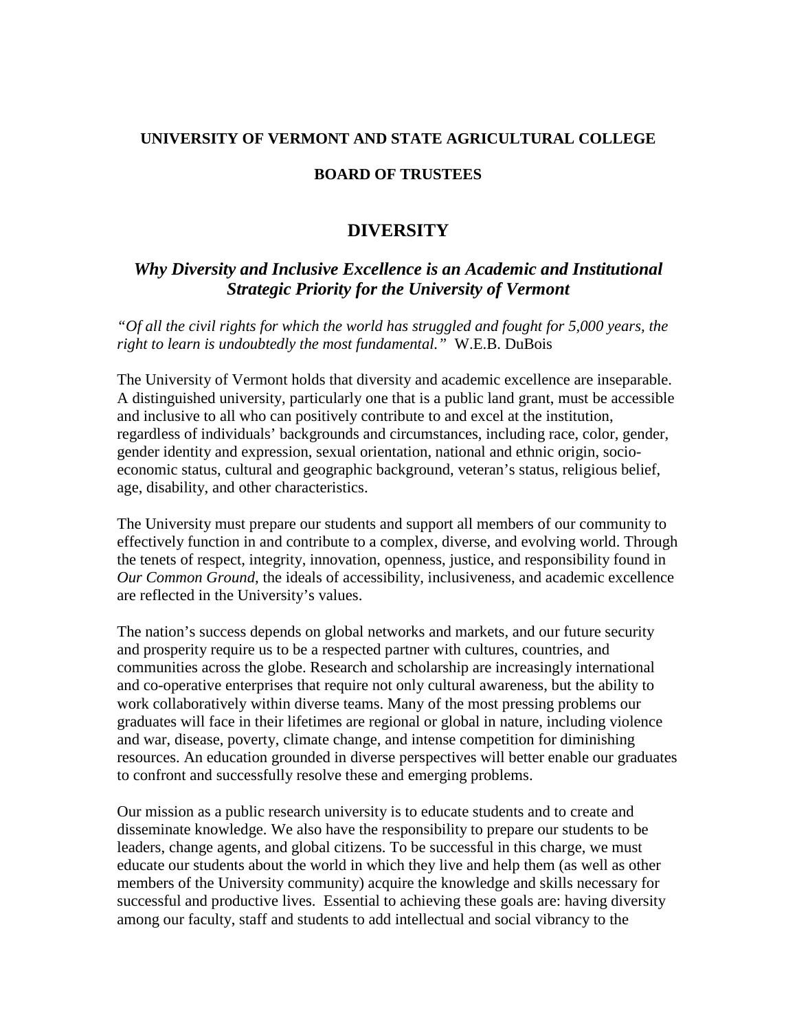**UNIVERSITY OF VERMONT AND STATE AGRICULTURAL COLLEGE**

**BOARD OF TRUSTEES**

# DIVERSITY

## *Why Diversity and Inclusive Excellence is an Academic and Institutional Strategic Priority for the University of Vermont*

*"Of all the civil rights for which the world has struggled and fought for 5,000 years, the right to learn is undoubtedly the most fundamental."* W.E.B. DuBois

The University of Vermont holds that diversity and academic excellence are inseparable. A distinguished university, particularly one that is a public land grant, must be accessible and inclusive to all who can positively contribute to and excel at the institution, regardless of individuals' backgrounds and circumstances, including race, color, gender, gender identity and expression, sexual orientation, national and ethnic origin, socio-economic status, cultural and geographic background, veteran's status, religious belief, age, disability, and other characteristics.

The University must prepare our students and support all members of our community to effectively function in and contribute to a complex, diverse, and evolving world. Through the tenets of respect, integrity, innovation, openness, justice, and responsibility found in *Our Common Ground*, the ideals of accessibility, inclusiveness, and academic excellence are reflected in the University's values.

The nation's success depends on global networks and markets, and our future security and prosperity require us to be a respected partner with cultures, countries, and communities across the globe. Research and scholarship are increasingly international and co-operative enterprises that require not only cultural awareness, but the ability to work collaboratively within diverse teams. Many of the most pressing problems our graduates will face in their lifetimes are regional or global in nature, including violence and war, disease, poverty, climate change, and intense competition for diminishing resources. An education grounded in diverse perspectives will better enable our graduates to confront and successfully resolve these and emerging problems.

Our mission as a public research university is to educate students and to create and disseminate knowledge. We also have the responsibility to prepare our students to be leaders, change agents, and global citizens. To be successful in this charge, we must educate our students about the world in which they live and help them (as well as other members of the University community) acquire the knowledge and skills necessary for successful and productive lives. Essential to achieving these goals are: having diversity among our faculty, staff and students to add intellectual and social vibrancy to the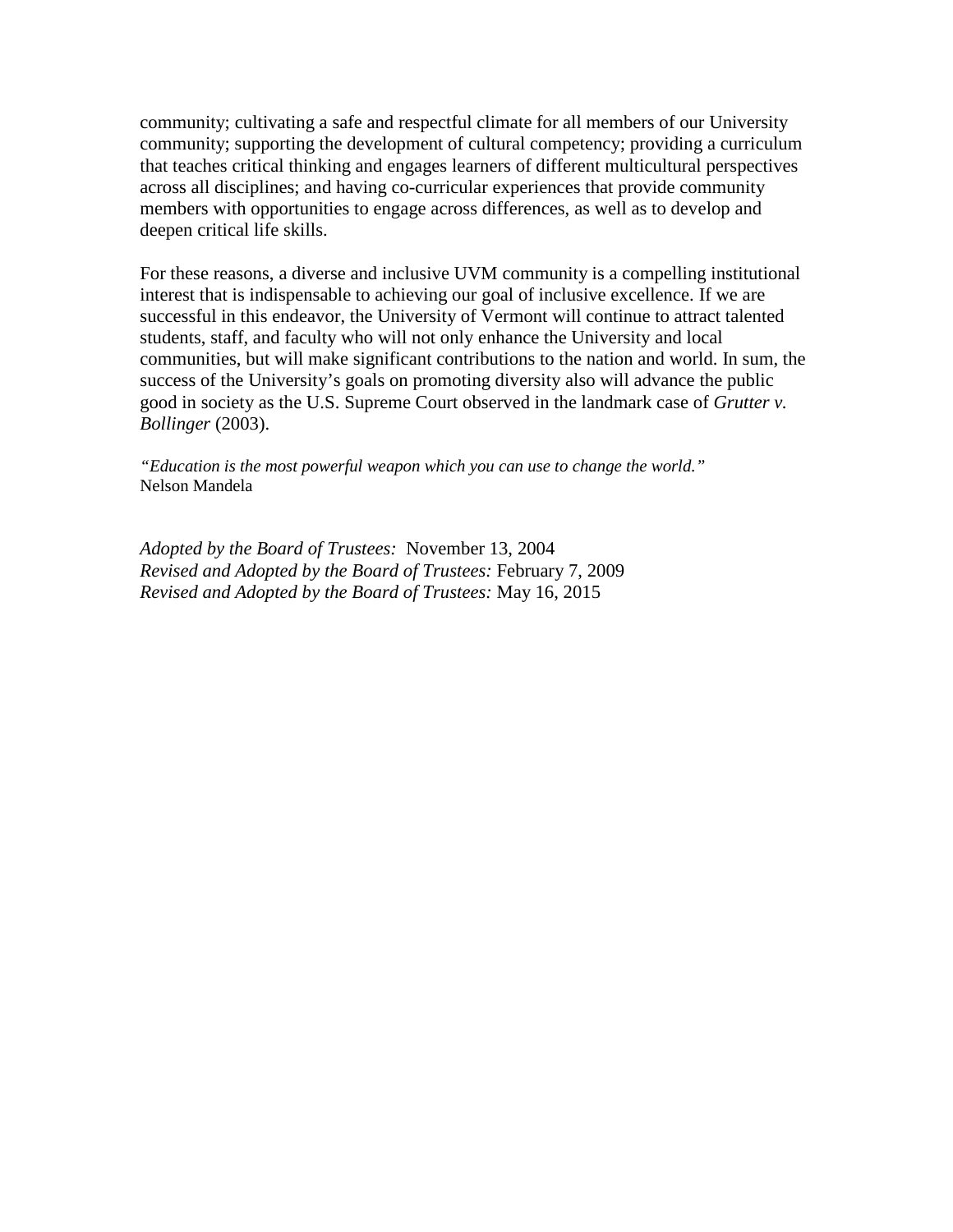community; cultivating a safe and respectful climate for all members of our University community; supporting the development of cultural competency; providing a curriculum that teaches critical thinking and engages learners of different multicultural perspectives across all disciplines; and having co-curricular experiences that provide community members with opportunities to engage across differences, as well as to develop and deepen critical life skills.

For these reasons, a diverse and inclusive UVM community is a compelling institutional interest that is indispensable to achieving our goal of inclusive excellence. If we are successful in this endeavor, the University of Vermont will continue to attract talented students, staff, and faculty who will not only enhance the University and local communities, but will make significant contributions to the nation and world. In sum, the success of the University's goals on promoting diversity also will advance the public good in society as the U.S. Supreme Court observed in the landmark case of *Grutter v. Bollinger* (2003).

*"Education is the most powerful weapon which you can use to change the world."*
Nelson Mandela

*Adopted by the Board of Trustees:* November 13, 2004
*Revised and Adopted by the Board of Trustees:* February 7, 2009
*Revised and Adopted by the Board of Trustees:* May 16, 2015